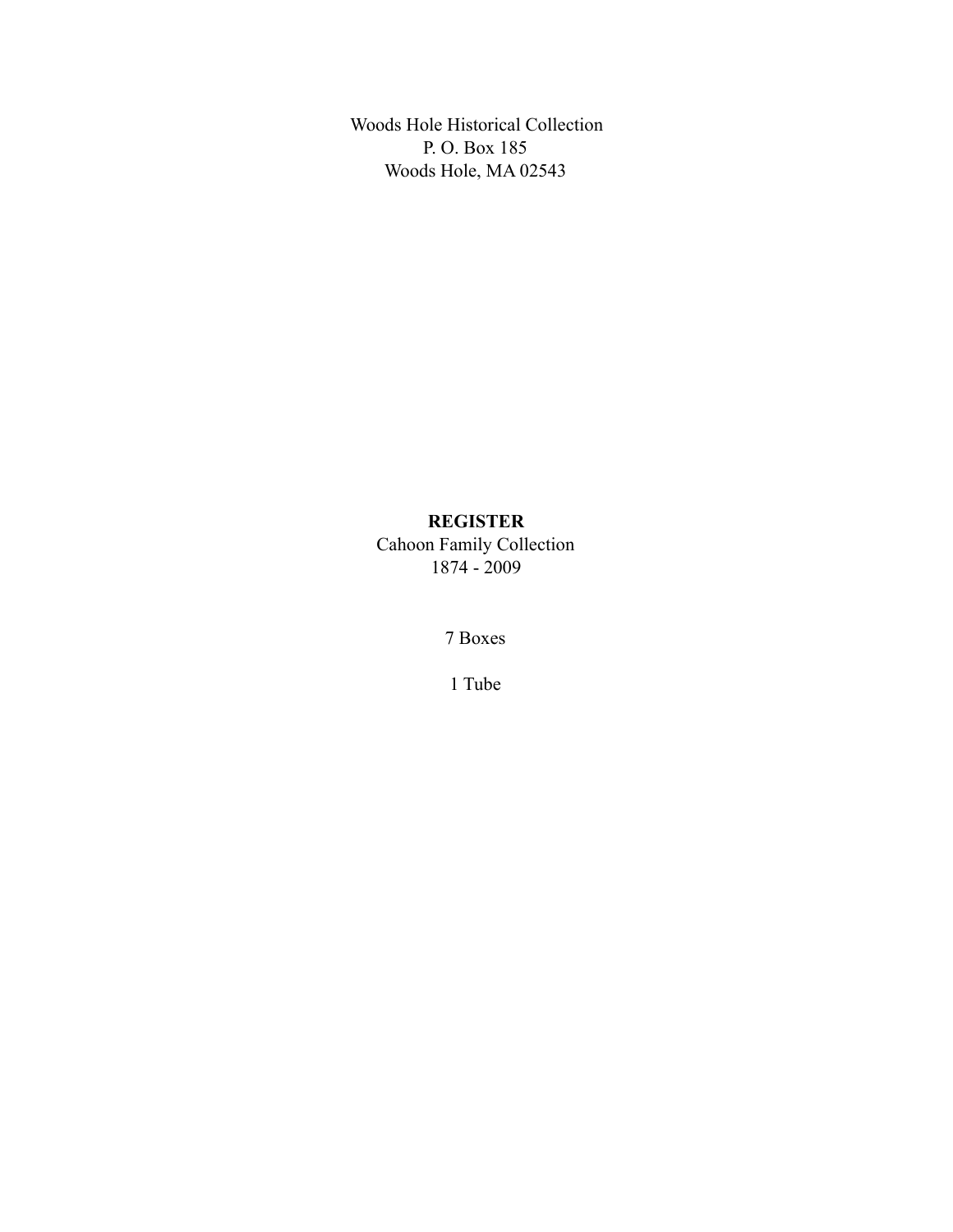Woods Hole Historical Collection
P. O. Box 185
Woods Hole, MA 02543

**REGISTER**
Cahoon Family Collection
1874 - 2009

7 Boxes

1 Tube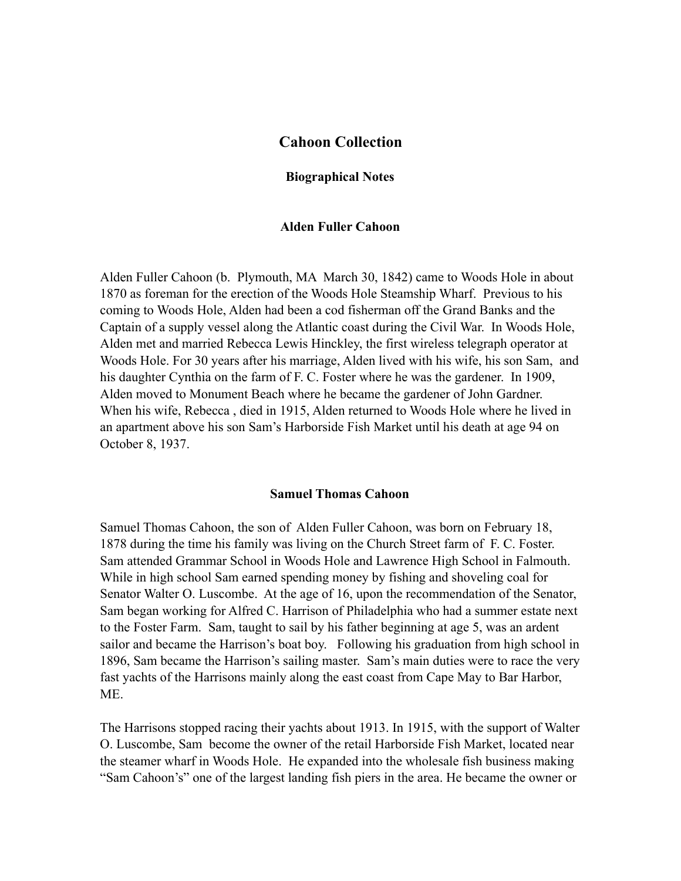# Cahoon Collection

## Biographical Notes

### Alden Fuller Cahoon

Alden Fuller Cahoon (b. Plymouth, MA March 30, 1842) came to Woods Hole in about 1870 as foreman for the erection of the Woods Hole Steamship Wharf. Previous to his coming to Woods Hole, Alden had been a cod fisherman off the Grand Banks and the Captain of a supply vessel along the Atlantic coast during the Civil War. In Woods Hole, Alden met and married Rebecca Lewis Hinckley, the first wireless telegraph operator at Woods Hole. For 30 years after his marriage, Alden lived with his wife, his son Sam, and his daughter Cynthia on the farm of F. C. Foster where he was the gardener. In 1909, Alden moved to Monument Beach where he became the gardener of John Gardner. When his wife, Rebecca , died in 1915, Alden returned to Woods Hole where he lived in an apartment above his son Sam's Harborside Fish Market until his death at age 94 on October 8, 1937.

### Samuel Thomas Cahoon

Samuel Thomas Cahoon, the son of Alden Fuller Cahoon, was born on February 18, 1878 during the time his family was living on the Church Street farm of F. C. Foster. Sam attended Grammar School in Woods Hole and Lawrence High School in Falmouth. While in high school Sam earned spending money by fishing and shoveling coal for Senator Walter O. Luscombe. At the age of 16, upon the recommendation of the Senator, Sam began working for Alfred C. Harrison of Philadelphia who had a summer estate next to the Foster Farm. Sam, taught to sail by his father beginning at age 5, was an ardent sailor and became the Harrison's boat boy. Following his graduation from high school in 1896, Sam became the Harrison's sailing master. Sam's main duties were to race the very fast yachts of the Harrisons mainly along the east coast from Cape May to Bar Harbor, ME.

The Harrisons stopped racing their yachts about 1913. In 1915, with the support of Walter O. Luscombe, Sam become the owner of the retail Harborside Fish Market, located near the steamer wharf in Woods Hole. He expanded into the wholesale fish business making "Sam Cahoon's" one of the largest landing fish piers in the area. He became the owner or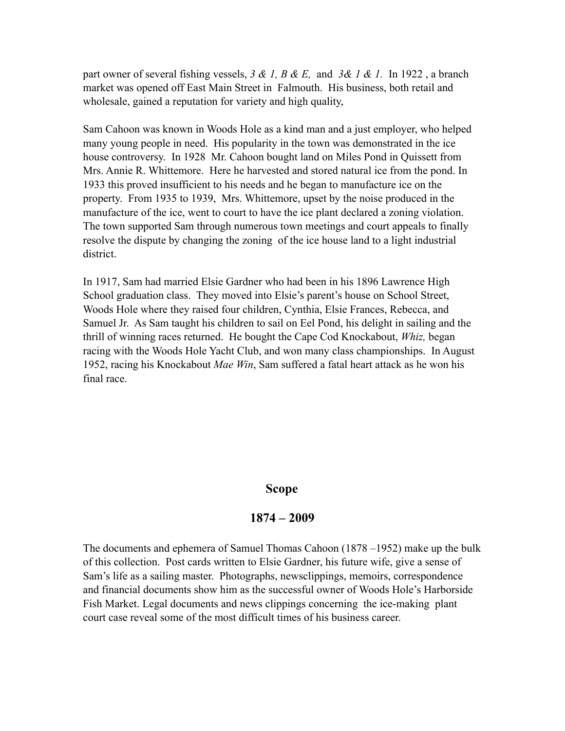part owner of several fishing vessels, *3 & 1, B & E,* and *3& 1 & 1.* In 1922 , a branch market was opened off East Main Street in Falmouth. His business, both retail and wholesale, gained a reputation for variety and high quality,

Sam Cahoon was known in Woods Hole as a kind man and a just employer, who helped many young people in need. His popularity in the town was demonstrated in the ice house controversy. In 1928 Mr. Cahoon bought land on Miles Pond in Quissett from Mrs. Annie R. Whittemore. Here he harvested and stored natural ice from the pond. In 1933 this proved insufficient to his needs and he began to manufacture ice on the property. From 1935 to 1939, Mrs. Whittemore, upset by the noise produced in the manufacture of the ice, went to court to have the ice plant declared a zoning violation. The town supported Sam through numerous town meetings and court appeals to finally resolve the dispute by changing the zoning of the ice house land to a light industrial district.

In 1917, Sam had married Elsie Gardner who had been in his 1896 Lawrence High School graduation class. They moved into Elsie's parent's house on School Street, Woods Hole where they raised four children, Cynthia, Elsie Frances, Rebecca, and Samuel Jr. As Sam taught his children to sail on Eel Pond, his delight in sailing and the thrill of winning races returned. He bought the Cape Cod Knockabout, *Whiz,* began racing with the Woods Hole Yacht Club, and won many class championships. In August 1952, racing his Knockabout *Mae Win*, Sam suffered a fatal heart attack as he won his final race.

## Scope

## 1874 – 2009

The documents and ephemera of Samuel Thomas Cahoon (1878 –1952) make up the bulk of this collection. Post cards written to Elsie Gardner, his future wife, give a sense of Sam's life as a sailing master. Photographs, newsclippings, memoirs, correspondence and financial documents show him as the successful owner of Woods Hole's Harborside Fish Market. Legal documents and news clippings concerning the ice-making plant court case reveal some of the most difficult times of his business career.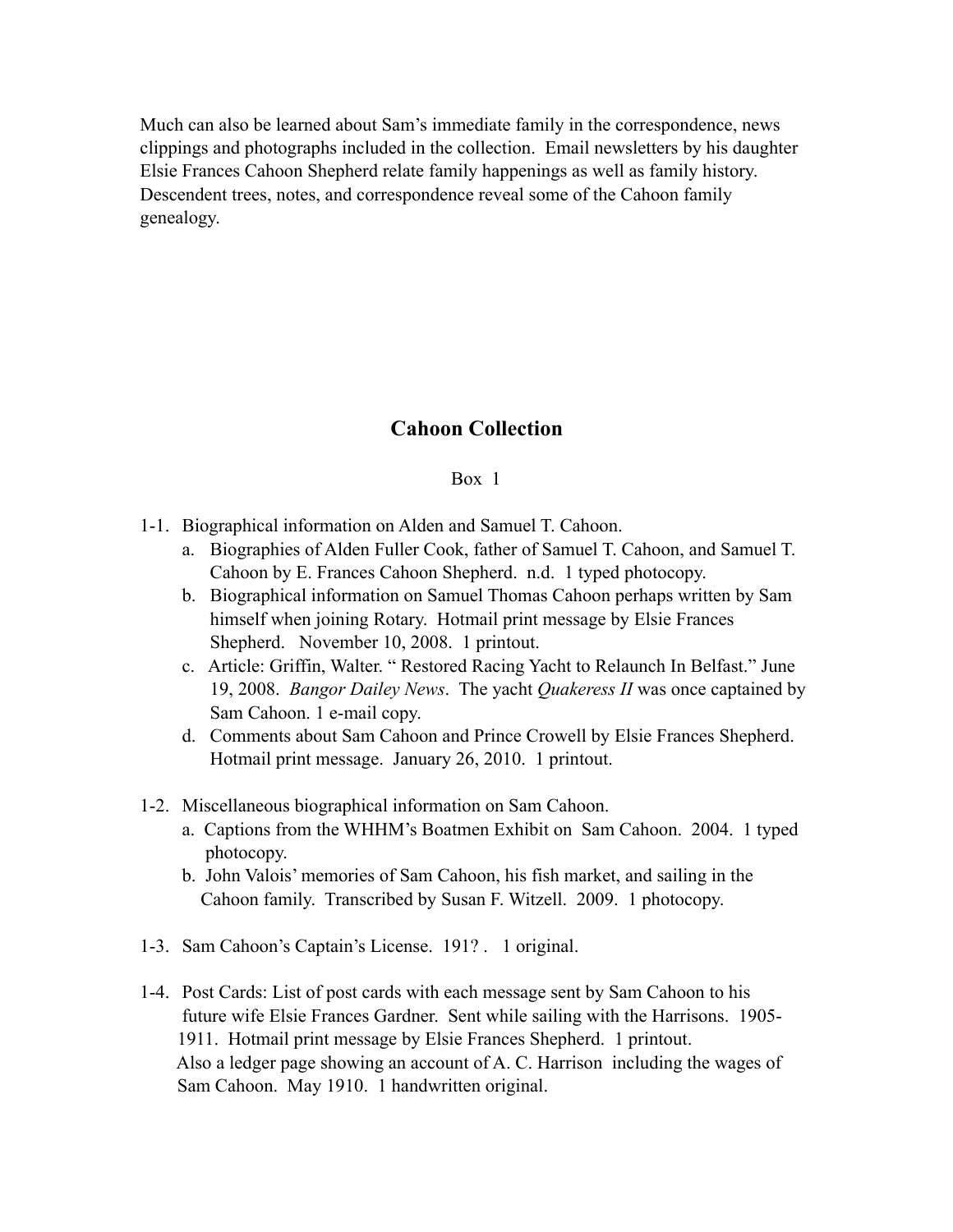Much can also be learned about Sam's immediate family in the correspondence, news clippings and photographs included in the collection. Email newsletters by his daughter Elsie Frances Cahoon Shepherd relate family happenings as well as family history. Descendent trees, notes, and correspondence reveal some of the Cahoon family genealogy.

## Cahoon Collection

Box 1

1-1. Biographical information on Alden and Samuel T. Cahoon.
   a. Biographies of Alden Fuller Cook, father of Samuel T. Cahoon, and Samuel T. Cahoon by E. Frances Cahoon Shepherd. n.d. 1 typed photocopy.
   b. Biographical information on Samuel Thomas Cahoon perhaps written by Sam himself when joining Rotary. Hotmail print message by Elsie Frances Shepherd. November 10, 2008. 1 printout.
   c. Article: Griffin, Walter. " Restored Racing Yacht to Relaunch In Belfast." June 19, 2008. *Bangor Dailey News*. The yacht *Quakeress II* was once captained by Sam Cahoon. 1 e-mail copy.
   d. Comments about Sam Cahoon and Prince Crowell by Elsie Frances Shepherd. Hotmail print message. January 26, 2010. 1 printout.

1-2. Miscellaneous biographical information on Sam Cahoon.
   a. Captions from the WHHM's Boatmen Exhibit on Sam Cahoon. 2004. 1 typed photocopy.
   b. John Valois' memories of Sam Cahoon, his fish market, and sailing in the Cahoon family. Transcribed by Susan F. Witzell. 2009. 1 photocopy.

1-3. Sam Cahoon's Captain's License. 191? . 1 original.

1-4. Post Cards: List of post cards with each message sent by Sam Cahoon to his future wife Elsie Frances Gardner. Sent while sailing with the Harrisons. 1905-1911. Hotmail print message by Elsie Frances Shepherd. 1 printout.
   Also a ledger page showing an account of A. C. Harrison including the wages of Sam Cahoon. May 1910. 1 handwritten original.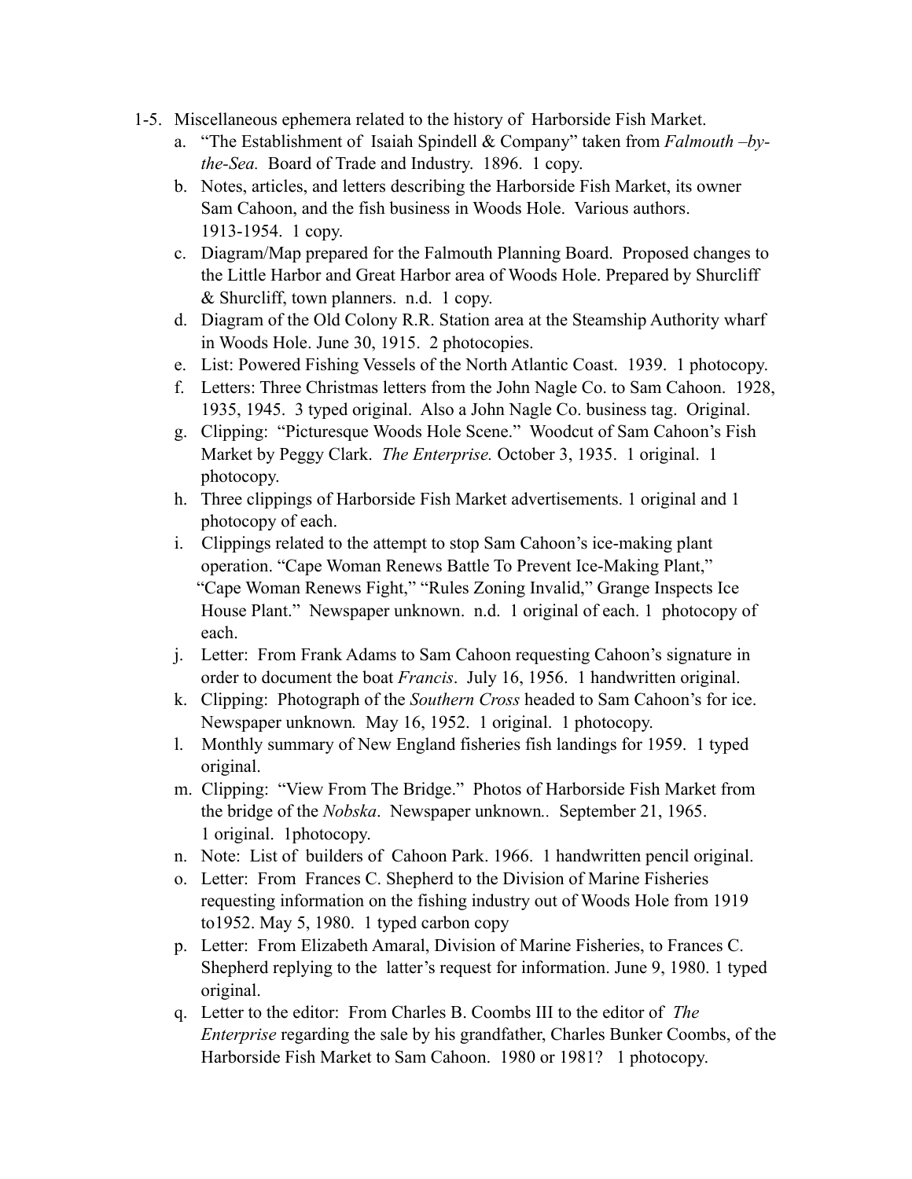1-5. Miscellaneous ephemera related to the history of Harborside Fish Market.

a. "The Establishment of Isaiah Spindell & Company" taken from *Falmouth –by-the-Sea.* Board of Trade and Industry. 1896. 1 copy.
b. Notes, articles, and letters describing the Harborside Fish Market, its owner Sam Cahoon, and the fish business in Woods Hole. Various authors. 1913-1954. 1 copy.
c. Diagram/Map prepared for the Falmouth Planning Board. Proposed changes to the Little Harbor and Great Harbor area of Woods Hole. Prepared by Shurcliff & Shurcliff, town planners. n.d. 1 copy.
d. Diagram of the Old Colony R.R. Station area at the Steamship Authority wharf in Woods Hole. June 30, 1915. 2 photocopies.
e. List: Powered Fishing Vessels of the North Atlantic Coast. 1939. 1 photocopy.
f. Letters: Three Christmas letters from the John Nagle Co. to Sam Cahoon. 1928, 1935, 1945. 3 typed original. Also a John Nagle Co. business tag. Original.
g. Clipping: "Picturesque Woods Hole Scene." Woodcut of Sam Cahoon's Fish Market by Peggy Clark. *The Enterprise.* October 3, 1935. 1 original. 1 photocopy.
h. Three clippings of Harborside Fish Market advertisements. 1 original and 1 photocopy of each.
i. Clippings related to the attempt to stop Sam Cahoon's ice-making plant operation. "Cape Woman Renews Battle To Prevent Ice-Making Plant," "Cape Woman Renews Fight," "Rules Zoning Invalid," Grange Inspects Ice House Plant." Newspaper unknown. n.d. 1 original of each. 1 photocopy of each.
j. Letter: From Frank Adams to Sam Cahoon requesting Cahoon's signature in order to document the boat *Francis*. July 16, 1956. 1 handwritten original.
k. Clipping: Photograph of the *Southern Cross* headed to Sam Cahoon's for ice. Newspaper unknown. May 16, 1952. 1 original. 1 photocopy.
l. Monthly summary of New England fisheries fish landings for 1959. 1 typed original.
m. Clipping: "View From The Bridge." Photos of Harborside Fish Market from the bridge of the *Nobska*. Newspaper unknown.. September 21, 1965. 1 original. 1photocopy.
n. Note: List of builders of Cahoon Park. 1966. 1 handwritten pencil original.
o. Letter: From Frances C. Shepherd to the Division of Marine Fisheries requesting information on the fishing industry out of Woods Hole from 1919 to1952. May 5, 1980. 1 typed carbon copy
p. Letter: From Elizabeth Amaral, Division of Marine Fisheries, to Frances C. Shepherd replying to the latter's request for information. June 9, 1980. 1 typed original.
q. Letter to the editor: From Charles B. Coombs III to the editor of *The Enterprise* regarding the sale by his grandfather, Charles Bunker Coombs, of the Harborside Fish Market to Sam Cahoon. 1980 or 1981? 1 photocopy.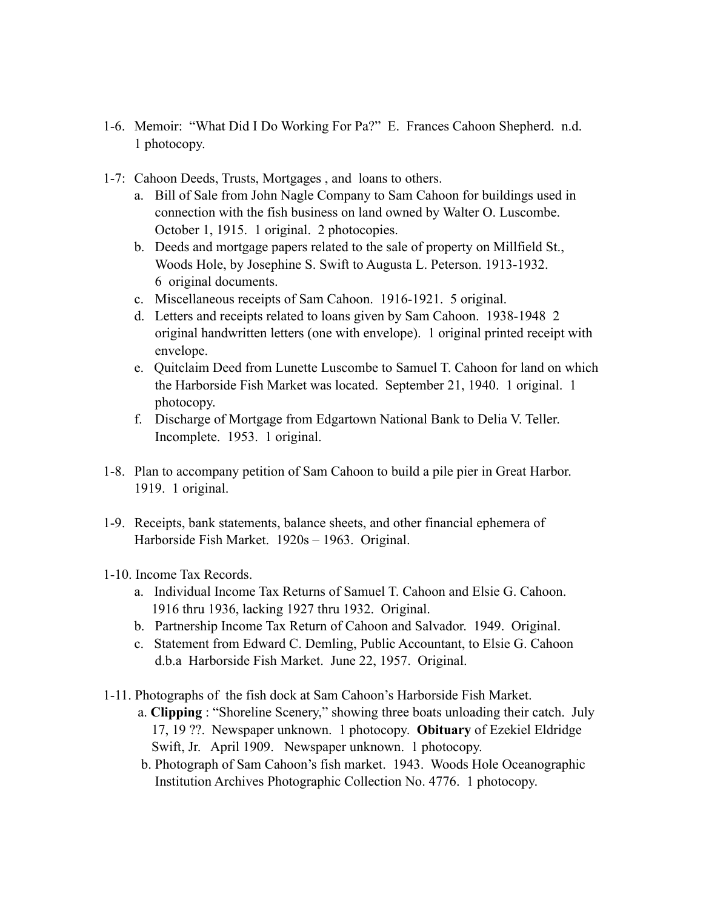1-6. Memoir: "What Did I Do Working For Pa?" E. Frances Cahoon Shepherd. n.d. 1 photocopy.

1-7: Cahoon Deeds, Trusts, Mortgages , and loans to others.

   a. Bill of Sale from John Nagle Company to Sam Cahoon for buildings used in connection with the fish business on land owned by Walter O. Luscombe. October 1, 1915. 1 original. 2 photocopies.
   b. Deeds and mortgage papers related to the sale of property on Millfield St., Woods Hole, by Josephine S. Swift to Augusta L. Peterson. 1913-1932. 6 original documents.
   c. Miscellaneous receipts of Sam Cahoon. 1916-1921. 5 original.
   d. Letters and receipts related to loans given by Sam Cahoon. 1938-1948 2 original handwritten letters (one with envelope). 1 original printed receipt with envelope.
   e. Quitclaim Deed from Lunette Luscombe to Samuel T. Cahoon for land on which the Harborside Fish Market was located. September 21, 1940. 1 original. 1 photocopy.
   f. Discharge of Mortgage from Edgartown National Bank to Delia V. Teller. Incomplete. 1953. 1 original.

1-8. Plan to accompany petition of Sam Cahoon to build a pile pier in Great Harbor. 1919. 1 original.

1-9. Receipts, bank statements, balance sheets, and other financial ephemera of Harborside Fish Market. 1920s – 1963. Original.

1-10. Income Tax Records.

   a. Individual Income Tax Returns of Samuel T. Cahoon and Elsie G. Cahoon. 1916 thru 1936, lacking 1927 thru 1932. Original.
   b. Partnership Income Tax Return of Cahoon and Salvador. 1949. Original.
   c. Statement from Edward C. Demling, Public Accountant, to Elsie G. Cahoon d.b.a Harborside Fish Market. June 22, 1957. Original.

1-11. Photographs of the fish dock at Sam Cahoon's Harborside Fish Market.

   a. **Clipping** : "Shoreline Scenery," showing three boats unloading their catch. July 17, 19 ??. Newspaper unknown. 1 photocopy. **Obituary** of Ezekiel Eldridge Swift, Jr. April 1909. Newspaper unknown. 1 photocopy.
   b. Photograph of Sam Cahoon's fish market. 1943. Woods Hole Oceanographic Institution Archives Photographic Collection No. 4776. 1 photocopy.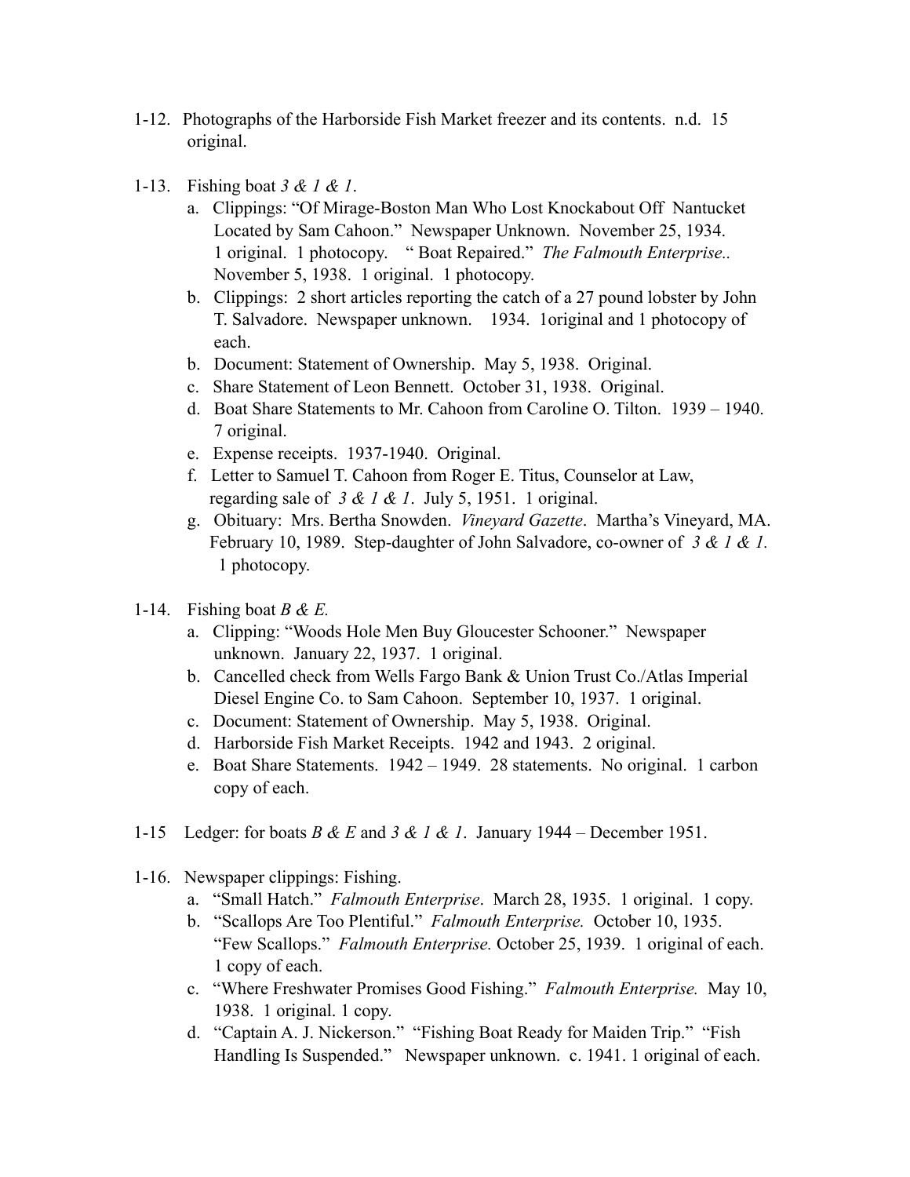1-12. Photographs of the Harborside Fish Market freezer and its contents. n.d. 15 original.

1-13. Fishing boat *3 & 1 & 1*.

   a. Clippings: "Of Mirage-Boston Man Who Lost Knockabout Off Nantucket Located by Sam Cahoon." Newspaper Unknown. November 25, 1934. 1 original. 1 photocopy. " Boat Repaired." *The Falmouth Enterprise..* November 5, 1938. 1 original. 1 photocopy.
   b. Clippings: 2 short articles reporting the catch of a 27 pound lobster by John T. Salvadore. Newspaper unknown. 1934. 1original and 1 photocopy of each.
   b. Document: Statement of Ownership. May 5, 1938. Original.
   c. Share Statement of Leon Bennett. October 31, 1938. Original.
   d. Boat Share Statements to Mr. Cahoon from Caroline O. Tilton. 1939 – 1940. 7 original.
   e. Expense receipts. 1937-1940. Original.
   f. Letter to Samuel T. Cahoon from Roger E. Titus, Counselor at Law, regarding sale of *3 & 1 & 1*. July 5, 1951. 1 original.
   g. Obituary: Mrs. Bertha Snowden. *Vineyard Gazette*. Martha's Vineyard, MA. February 10, 1989. Step-daughter of John Salvadore, co-owner of *3 & 1 & 1.* 1 photocopy.

1-14. Fishing boat *B & E.*

   a. Clipping: "Woods Hole Men Buy Gloucester Schooner." Newspaper unknown. January 22, 1937. 1 original.
   b. Cancelled check from Wells Fargo Bank & Union Trust Co./Atlas Imperial Diesel Engine Co. to Sam Cahoon. September 10, 1937. 1 original.
   c. Document: Statement of Ownership. May 5, 1938. Original.
   d. Harborside Fish Market Receipts. 1942 and 1943. 2 original.
   e. Boat Share Statements. 1942 – 1949. 28 statements. No original. 1 carbon copy of each.

1-15 Ledger: for boats *B & E* and *3 & 1 & 1*. January 1944 – December 1951.

1-16. Newspaper clippings: Fishing.

   a. "Small Hatch." *Falmouth Enterprise*. March 28, 1935. 1 original. 1 copy.
   b. "Scallops Are Too Plentiful." *Falmouth Enterprise.* October 10, 1935. "Few Scallops." *Falmouth Enterprise.* October 25, 1939. 1 original of each. 1 copy of each.
   c. "Where Freshwater Promises Good Fishing." *Falmouth Enterprise.* May 10, 1938. 1 original. 1 copy.
   d. "Captain A. J. Nickerson." "Fishing Boat Ready for Maiden Trip." "Fish Handling Is Suspended." Newspaper unknown. c. 1941. 1 original of each.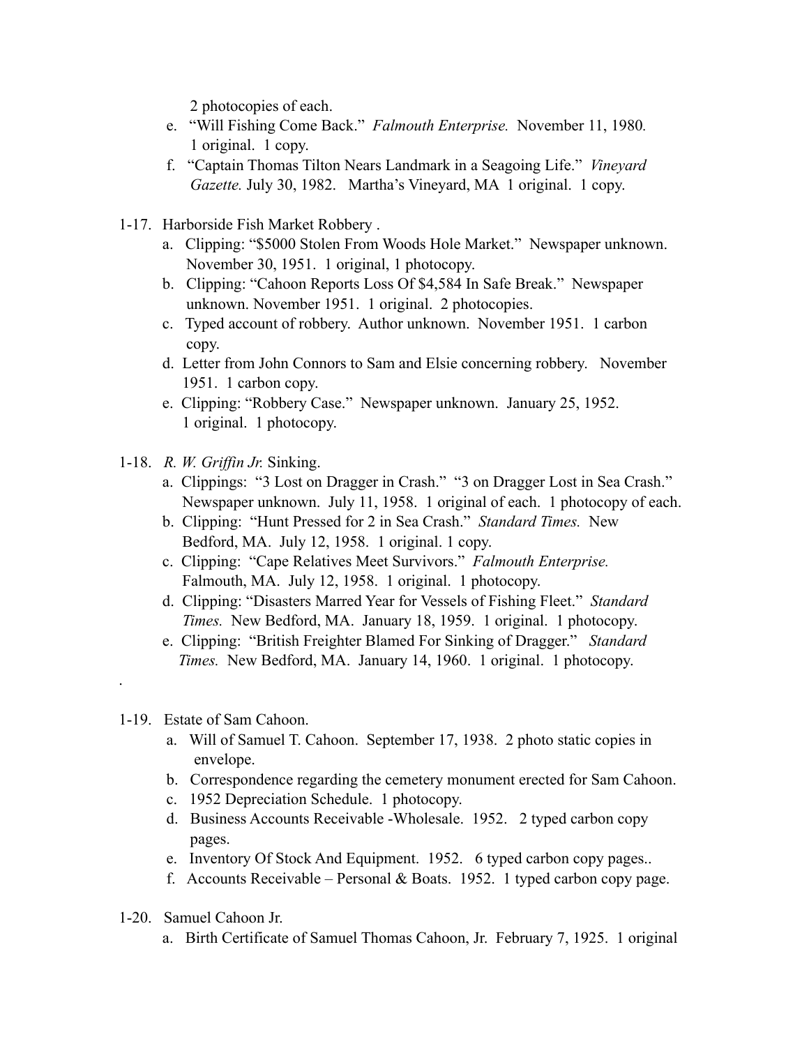2 photocopies of each.

e. "Will Fishing Come Back." *Falmouth Enterprise.* November 11, 1980. 1 original. 1 copy.

f. "Captain Thomas Tilton Nears Landmark in a Seagoing Life." *Vineyard Gazette.* July 30, 1982. Martha's Vineyard, MA 1 original. 1 copy.

1-17. Harborside Fish Market Robbery .

a. Clipping: "$5000 Stolen From Woods Hole Market." Newspaper unknown. November 30, 1951. 1 original, 1 photocopy.

b. Clipping: "Cahoon Reports Loss Of $4,584 In Safe Break." Newspaper unknown. November 1951. 1 original. 2 photocopies.

c. Typed account of robbery. Author unknown. November 1951. 1 carbon copy.

d. Letter from John Connors to Sam and Elsie concerning robbery. November 1951. 1 carbon copy.

e. Clipping: "Robbery Case." Newspaper unknown. January 25, 1952. 1 original. 1 photocopy.

1-18. *R. W. Griffin Jr.* Sinking.

a. Clippings: "3 Lost on Dragger in Crash." "3 on Dragger Lost in Sea Crash." Newspaper unknown. July 11, 1958. 1 original of each. 1 photocopy of each.

b. Clipping: "Hunt Pressed for 2 in Sea Crash." *Standard Times.* New Bedford, MA. July 12, 1958. 1 original. 1 copy.

c. Clipping: "Cape Relatives Meet Survivors." *Falmouth Enterprise.* Falmouth, MA. July 12, 1958. 1 original. 1 photocopy.

d. Clipping: "Disasters Marred Year for Vessels of Fishing Fleet." *Standard Times.* New Bedford, MA. January 18, 1959. 1 original. 1 photocopy.

e. Clipping: "British Freighter Blamed For Sinking of Dragger." *Standard Times.* New Bedford, MA. January 14, 1960. 1 original. 1 photocopy.

.

1-19. Estate of Sam Cahoon.

a. Will of Samuel T. Cahoon. September 17, 1938. 2 photo static copies in envelope.

b. Correspondence regarding the cemetery monument erected for Sam Cahoon.

c. 1952 Depreciation Schedule. 1 photocopy.

d. Business Accounts Receivable -Wholesale. 1952. 2 typed carbon copy pages.

e. Inventory Of Stock And Equipment. 1952. 6 typed carbon copy pages..

f. Accounts Receivable – Personal & Boats. 1952. 1 typed carbon copy page.

1-20. Samuel Cahoon Jr.

a. Birth Certificate of Samuel Thomas Cahoon, Jr. February 7, 1925. 1 original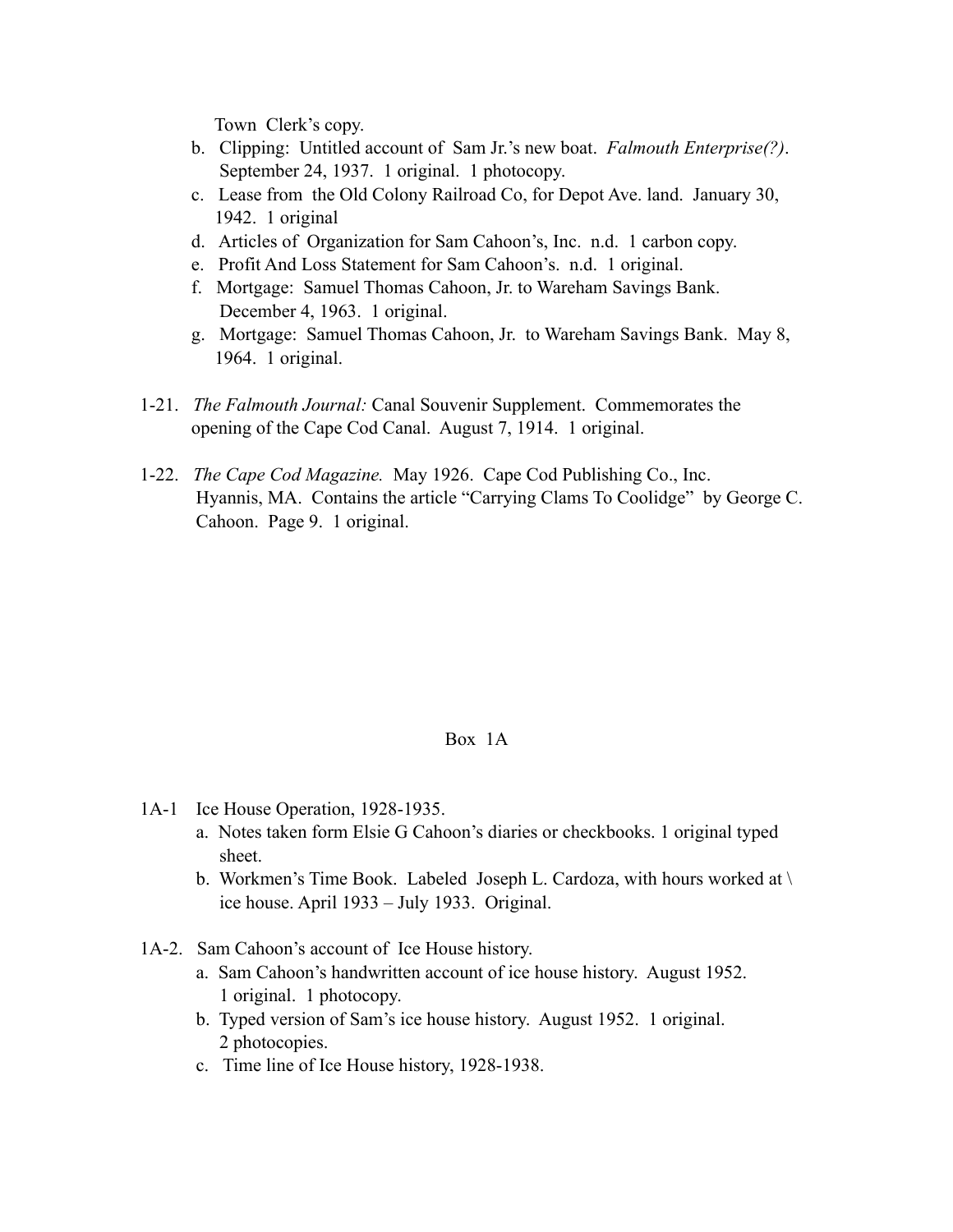Town Clerk's copy.

b. Clipping: Untitled account of Sam Jr.'s new boat. *Falmouth Enterprise(?)*. September 24, 1937. 1 original. 1 photocopy.
c. Lease from the Old Colony Railroad Co, for Depot Ave. land. January 30, 1942. 1 original
d. Articles of Organization for Sam Cahoon's, Inc. n.d. 1 carbon copy.
e. Profit And Loss Statement for Sam Cahoon's. n.d. 1 original.
f. Mortgage: Samuel Thomas Cahoon, Jr. to Wareham Savings Bank. December 4, 1963. 1 original.
g. Mortgage: Samuel Thomas Cahoon, Jr. to Wareham Savings Bank. May 8, 1964. 1 original.

1-21. *The Falmouth Journal:* Canal Souvenir Supplement. Commemorates the opening of the Cape Cod Canal. August 7, 1914. 1 original.

1-22. *The Cape Cod Magazine.* May 1926. Cape Cod Publishing Co., Inc. Hyannis, MA. Contains the article "Carrying Clams To Coolidge" by George C. Cahoon. Page 9. 1 original.

## Box 1A

1A-1 Ice House Operation, 1928-1935.

a. Notes taken form Elsie G Cahoon's diaries or checkbooks. 1 original typed sheet.
b. Workmen's Time Book. Labeled Joseph L. Cardoza, with hours worked at \ ice house. April 1933 – July 1933. Original.

1A-2. Sam Cahoon's account of Ice House history.

a. Sam Cahoon's handwritten account of ice house history. August 1952. 1 original. 1 photocopy.
b. Typed version of Sam's ice house history. August 1952. 1 original. 2 photocopies.
c. Time line of Ice House history, 1928-1938.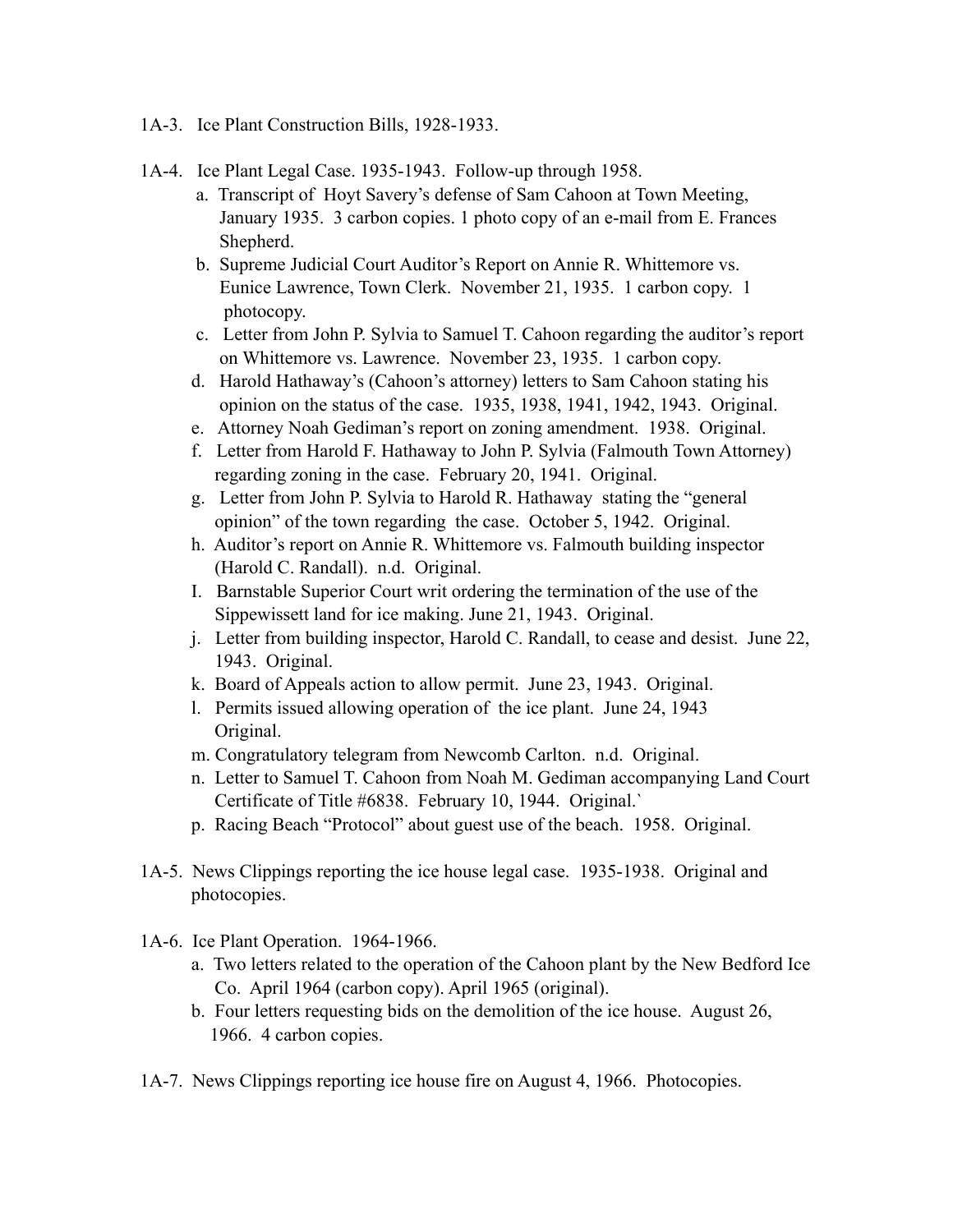1A-3. Ice Plant Construction Bills, 1928-1933.

1A-4. Ice Plant Legal Case. 1935-1943. Follow-up through 1958.

a. Transcript of Hoyt Savery's defense of Sam Cahoon at Town Meeting, January 1935. 3 carbon copies. 1 photo copy of an e-mail from E. Frances Shepherd.

b. Supreme Judicial Court Auditor's Report on Annie R. Whittemore vs. Eunice Lawrence, Town Clerk. November 21, 1935. 1 carbon copy. 1 photocopy.

c. Letter from John P. Sylvia to Samuel T. Cahoon regarding the auditor's report on Whittemore vs. Lawrence. November 23, 1935. 1 carbon copy.

d. Harold Hathaway's (Cahoon's attorney) letters to Sam Cahoon stating his opinion on the status of the case. 1935, 1938, 1941, 1942, 1943. Original.

e. Attorney Noah Gediman's report on zoning amendment. 1938. Original.

f. Letter from Harold F. Hathaway to John P. Sylvia (Falmouth Town Attorney) regarding zoning in the case. February 20, 1941. Original.

g. Letter from John P. Sylvia to Harold R. Hathaway stating the "general opinion" of the town regarding the case. October 5, 1942. Original.

h. Auditor's report on Annie R. Whittemore vs. Falmouth building inspector (Harold C. Randall). n.d. Original.

I. Barnstable Superior Court writ ordering the termination of the use of the Sippewissett land for ice making. June 21, 1943. Original.

j. Letter from building inspector, Harold C. Randall, to cease and desist. June 22, 1943. Original.

k. Board of Appeals action to allow permit. June 23, 1943. Original.

l. Permits issued allowing operation of the ice plant. June 24, 1943 Original.

m. Congratulatory telegram from Newcomb Carlton. n.d. Original.

n. Letter to Samuel T. Cahoon from Noah M. Gediman accompanying Land Court Certificate of Title #6838. February 10, 1944. Original.`

p. Racing Beach "Protocol" about guest use of the beach. 1958. Original.

1A-5. News Clippings reporting the ice house legal case. 1935-1938. Original and photocopies.

1A-6. Ice Plant Operation. 1964-1966.

a. Two letters related to the operation of the Cahoon plant by the New Bedford Ice Co. April 1964 (carbon copy). April 1965 (original).

b. Four letters requesting bids on the demolition of the ice house. August 26, 1966. 4 carbon copies.

1A-7. News Clippings reporting ice house fire on August 4, 1966. Photocopies.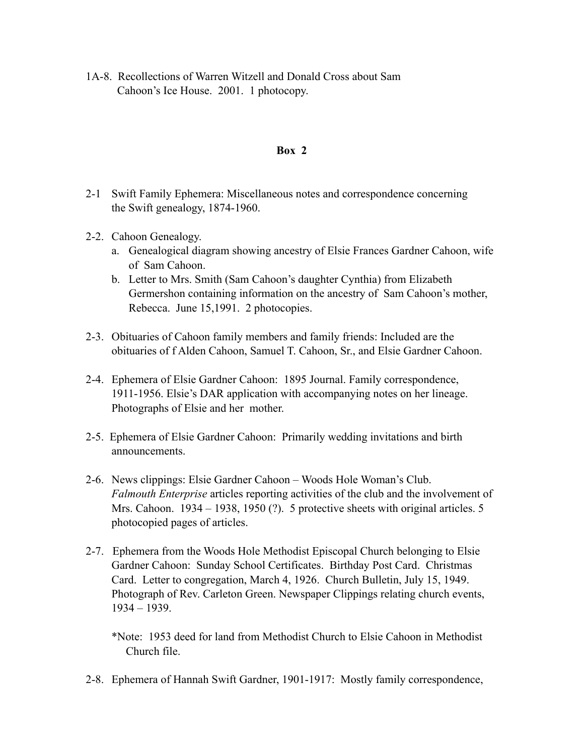1A-8. Recollections of Warren Witzell and Donald Cross about Sam Cahoon's Ice House. 2001. 1 photocopy.

## Box 2

2-1 Swift Family Ephemera: Miscellaneous notes and correspondence concerning the Swift genealogy, 1874-1960.

2-2. Cahoon Genealogy.

a. Genealogical diagram showing ancestry of Elsie Frances Gardner Cahoon, wife of Sam Cahoon.
b. Letter to Mrs. Smith (Sam Cahoon's daughter Cynthia) from Elizabeth Germershon containing information on the ancestry of Sam Cahoon's mother, Rebecca. June 15,1991. 2 photocopies.

2-3. Obituaries of Cahoon family members and family friends: Included are the obituaries of f Alden Cahoon, Samuel T. Cahoon, Sr., and Elsie Gardner Cahoon.

2-4. Ephemera of Elsie Gardner Cahoon: 1895 Journal. Family correspondence, 1911-1956. Elsie's DAR application with accompanying notes on her lineage. Photographs of Elsie and her mother.

2-5. Ephemera of Elsie Gardner Cahoon: Primarily wedding invitations and birth announcements.

2-6. News clippings: Elsie Gardner Cahoon – Woods Hole Woman's Club. *Falmouth Enterprise* articles reporting activities of the club and the involvement of Mrs. Cahoon. 1934 – 1938, 1950 (?). 5 protective sheets with original articles. 5 photocopied pages of articles.

2-7. Ephemera from the Woods Hole Methodist Episcopal Church belonging to Elsie Gardner Cahoon: Sunday School Certificates. Birthday Post Card. Christmas Card. Letter to congregation, March 4, 1926. Church Bulletin, July 15, 1949. Photograph of Rev. Carleton Green. Newspaper Clippings relating church events, 1934 – 1939.

*Note: 1953 deed for land from Methodist Church to Elsie Cahoon in Methodist Church file.

2-8. Ephemera of Hannah Swift Gardner, 1901-1917: Mostly family correspondence,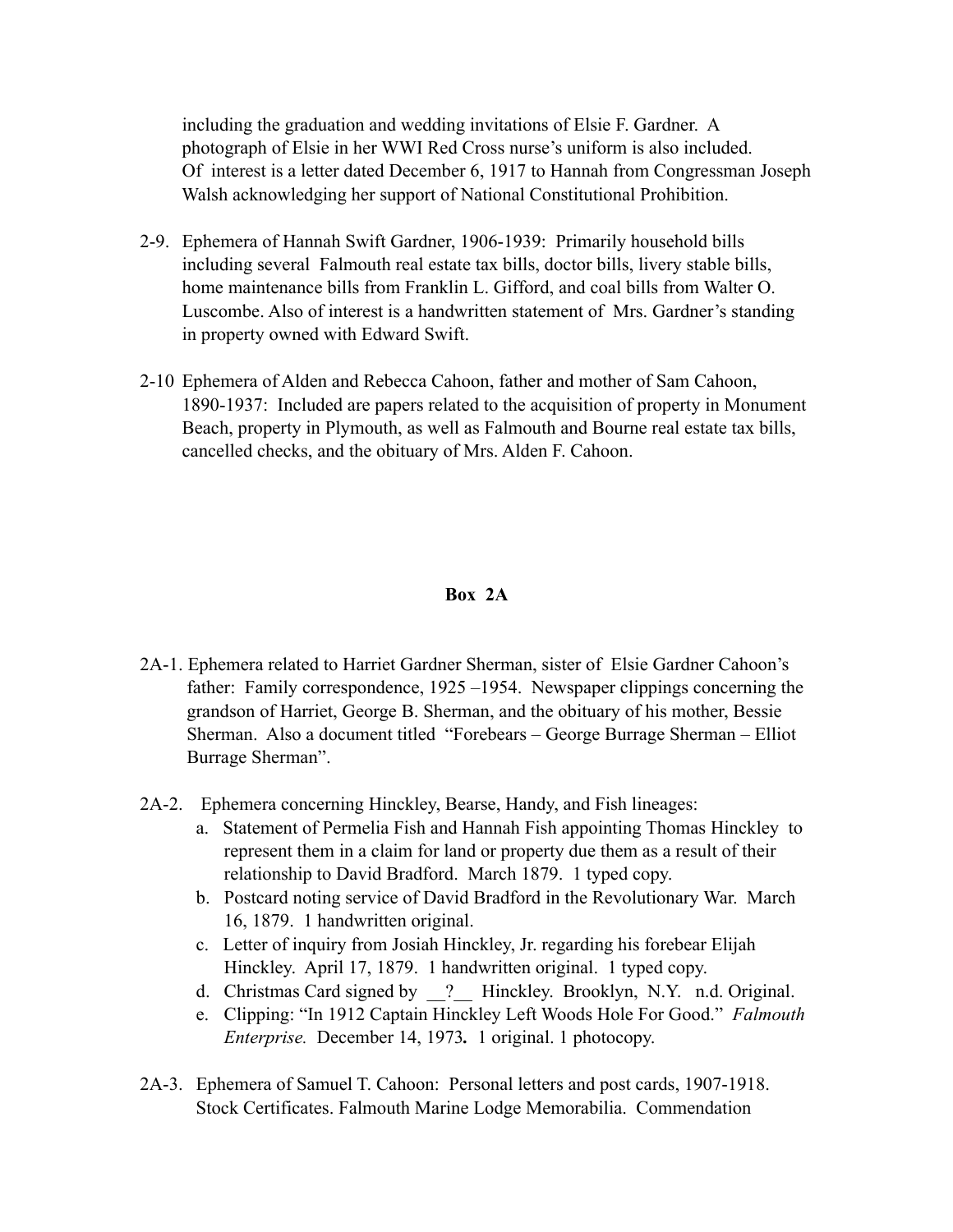including the graduation and wedding invitations of Elsie F. Gardner. A photograph of Elsie in her WWI Red Cross nurse's uniform is also included. Of interest is a letter dated December 6, 1917 to Hannah from Congressman Joseph Walsh acknowledging her support of National Constitutional Prohibition.

2-9. Ephemera of Hannah Swift Gardner, 1906-1939: Primarily household bills including several Falmouth real estate tax bills, doctor bills, livery stable bills, home maintenance bills from Franklin L. Gifford, and coal bills from Walter O. Luscombe. Also of interest is a handwritten statement of Mrs. Gardner's standing in property owned with Edward Swift.

2-10 Ephemera of Alden and Rebecca Cahoon, father and mother of Sam Cahoon, 1890-1937: Included are papers related to the acquisition of property in Monument Beach, property in Plymouth, as well as Falmouth and Bourne real estate tax bills, cancelled checks, and the obituary of Mrs. Alden F. Cahoon.

## Box 2A

2A-1. Ephemera related to Harriet Gardner Sherman, sister of Elsie Gardner Cahoon's father: Family correspondence, 1925 –1954. Newspaper clippings concerning the grandson of Harriet, George B. Sherman, and the obituary of his mother, Bessie Sherman. Also a document titled "Forebears – George Burrage Sherman – Elliot Burrage Sherman".

2A-2. Ephemera concerning Hinckley, Bearse, Handy, and Fish lineages:

a. Statement of Permelia Fish and Hannah Fish appointing Thomas Hinckley to represent them in a claim for land or property due them as a result of their relationship to David Bradford. March 1879. 1 typed copy.

b. Postcard noting service of David Bradford in the Revolutionary War. March 16, 1879. 1 handwritten original.

c. Letter of inquiry from Josiah Hinckley, Jr. regarding his forebear Elijah Hinckley. April 17, 1879. 1 handwritten original. 1 typed copy.

d. Christmas Card signed by __?__ Hinckley. Brooklyn, N.Y. n.d. Original.

e. Clipping: "In 1912 Captain Hinckley Left Woods Hole For Good." *Falmouth Enterprise.* December 14, 1973**.** 1 original. 1 photocopy.

2A-3. Ephemera of Samuel T. Cahoon: Personal letters and post cards, 1907-1918. Stock Certificates. Falmouth Marine Lodge Memorabilia. Commendation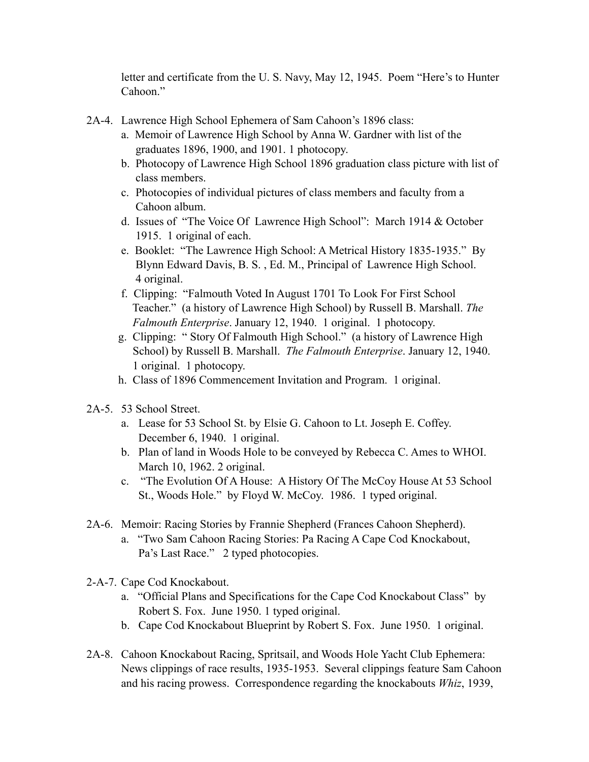letter and certificate from the U. S. Navy, May 12, 1945. Poem "Here's to Hunter Cahoon."

2A-4. Lawrence High School Ephemera of Sam Cahoon's 1896 class:

a. Memoir of Lawrence High School by Anna W. Gardner with list of the graduates 1896, 1900, and 1901. 1 photocopy.
b. Photocopy of Lawrence High School 1896 graduation class picture with list of class members.
c. Photocopies of individual pictures of class members and faculty from a Cahoon album.
d. Issues of "The Voice Of Lawrence High School": March 1914 & October 1915. 1 original of each.
e. Booklet: "The Lawrence High School: A Metrical History 1835-1935." By Blynn Edward Davis, B. S. , Ed. M., Principal of Lawrence High School. 4 original.
f. Clipping: "Falmouth Voted In August 1701 To Look For First School Teacher." (a history of Lawrence High School) by Russell B. Marshall. *The Falmouth Enterprise*. January 12, 1940. 1 original. 1 photocopy.
g. Clipping: " Story Of Falmouth High School." (a history of Lawrence High School) by Russell B. Marshall. *The Falmouth Enterprise*. January 12, 1940. 1 original. 1 photocopy.
h. Class of 1896 Commencement Invitation and Program. 1 original.

2A-5. 53 School Street.

a. Lease for 53 School St. by Elsie G. Cahoon to Lt. Joseph E. Coffey. December 6, 1940. 1 original.
b. Plan of land in Woods Hole to be conveyed by Rebecca C. Ames to WHOI. March 10, 1962. 2 original.
c. "The Evolution Of A House: A History Of The McCoy House At 53 School St., Woods Hole." by Floyd W. McCoy. 1986. 1 typed original.

2A-6. Memoir: Racing Stories by Frannie Shepherd (Frances Cahoon Shepherd).

a. "Two Sam Cahoon Racing Stories: Pa Racing A Cape Cod Knockabout, Pa's Last Race." 2 typed photocopies.

2-A-7. Cape Cod Knockabout.

a. "Official Plans and Specifications for the Cape Cod Knockabout Class" by Robert S. Fox. June 1950. 1 typed original.
b. Cape Cod Knockabout Blueprint by Robert S. Fox. June 1950. 1 original.

2A-8. Cahoon Knockabout Racing, Spritsail, and Woods Hole Yacht Club Ephemera: News clippings of race results, 1935-1953. Several clippings feature Sam Cahoon and his racing prowess. Correspondence regarding the knockabouts *Whiz*, 1939,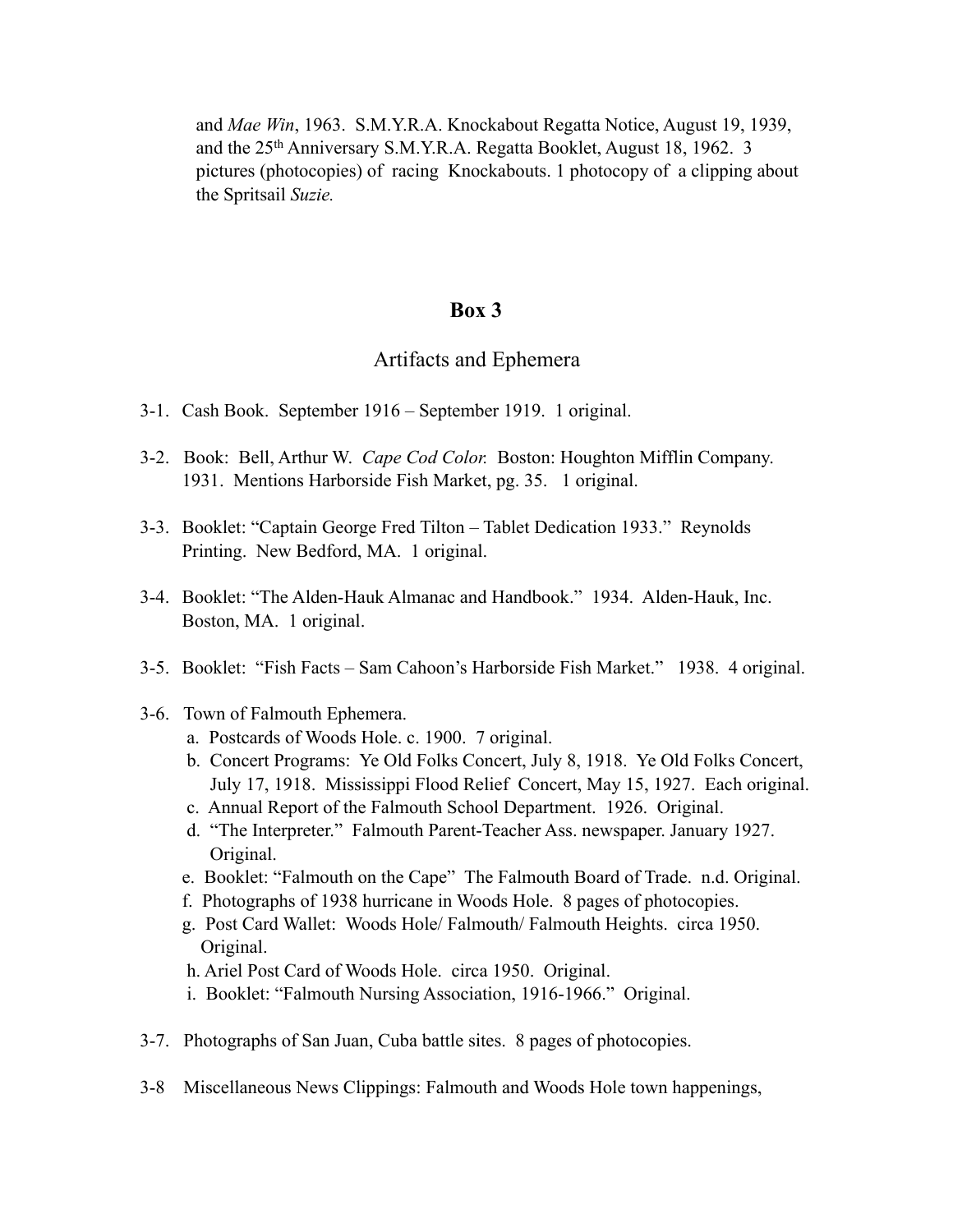and *Mae Win*, 1963. S.M.Y.R.A. Knockabout Regatta Notice, August 19, 1939, and the 25th Anniversary S.M.Y.R.A. Regatta Booklet, August 18, 1962. 3 pictures (photocopies) of racing Knockabouts. 1 photocopy of a clipping about the Spritsail *Suzie.*

## Box 3

### Artifacts and Ephemera

3-1. Cash Book. September 1916 – September 1919. 1 original.

3-2. Book: Bell, Arthur W. *Cape Cod Color.* Boston: Houghton Mifflin Company. 1931. Mentions Harborside Fish Market, pg. 35. 1 original.

3-3. Booklet: "Captain George Fred Tilton – Tablet Dedication 1933." Reynolds Printing. New Bedford, MA. 1 original.

3-4. Booklet: "The Alden-Hauk Almanac and Handbook." 1934. Alden-Hauk, Inc. Boston, MA. 1 original.

3-5. Booklet: "Fish Facts – Sam Cahoon's Harborside Fish Market." 1938. 4 original.

3-6. Town of Falmouth Ephemera.
  a. Postcards of Woods Hole. c. 1900. 7 original.
  b. Concert Programs: Ye Old Folks Concert, July 8, 1918. Ye Old Folks Concert, July 17, 1918. Mississippi Flood Relief Concert, May 15, 1927. Each original.
  c. Annual Report of the Falmouth School Department. 1926. Original.
  d. "The Interpreter." Falmouth Parent-Teacher Ass. newspaper. January 1927. Original.
  e. Booklet: "Falmouth on the Cape" The Falmouth Board of Trade. n.d. Original.
  f. Photographs of 1938 hurricane in Woods Hole. 8 pages of photocopies.
  g. Post Card Wallet: Woods Hole/ Falmouth/ Falmouth Heights. circa 1950. Original.
  h. Ariel Post Card of Woods Hole. circa 1950. Original.
  i. Booklet: "Falmouth Nursing Association, 1916-1966." Original.

3-7. Photographs of San Juan, Cuba battle sites. 8 pages of photocopies.

3-8 Miscellaneous News Clippings: Falmouth and Woods Hole town happenings,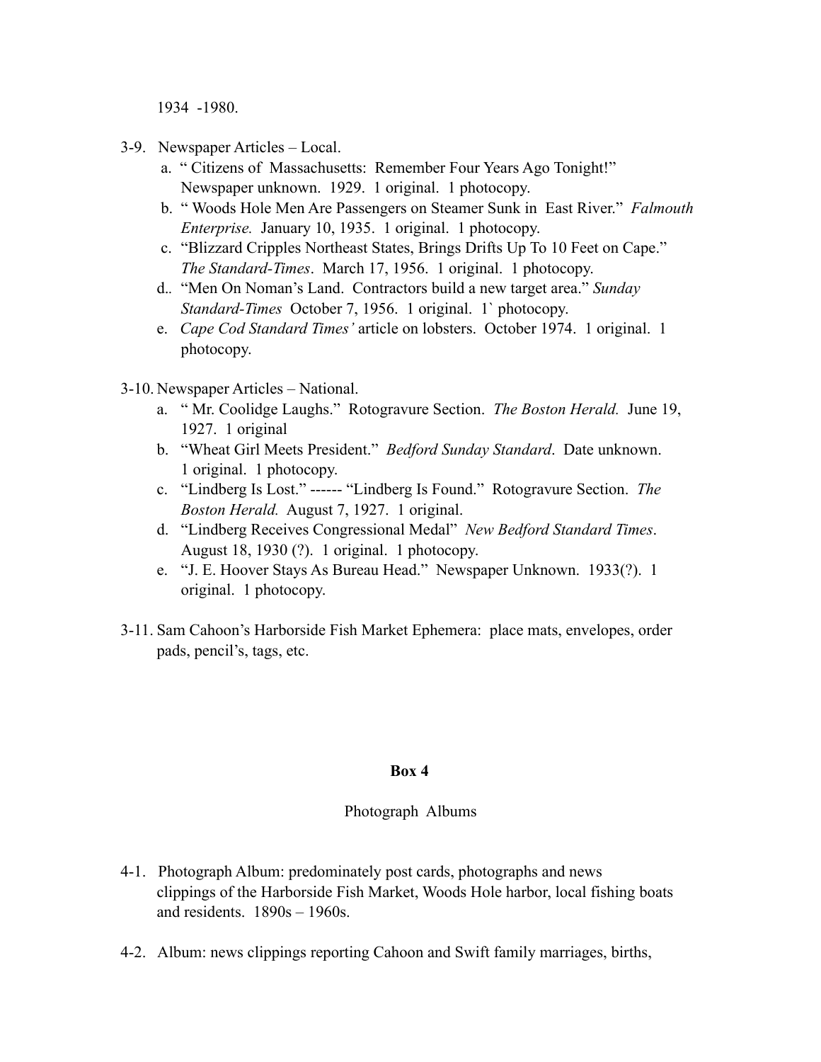1934 -1980.

3-9. Newspaper Articles – Local.

   a. " Citizens of Massachusetts: Remember Four Years Ago Tonight!" Newspaper unknown. 1929. 1 original. 1 photocopy.
   b. " Woods Hole Men Are Passengers on Steamer Sunk in East River." *Falmouth Enterprise.* January 10, 1935. 1 original. 1 photocopy.
   c. "Blizzard Cripples Northeast States, Brings Drifts Up To 10 Feet on Cape." *The Standard-Times*. March 17, 1956. 1 original. 1 photocopy.
   d.. "Men On Noman's Land. Contractors build a new target area." *Sunday Standard-Times* October 7, 1956. 1 original. 1` photocopy.
   e. *Cape Cod Standard Times'* article on lobsters. October 1974. 1 original. 1 photocopy.

3-10. Newspaper Articles – National.

   a. " Mr. Coolidge Laughs." Rotogravure Section. *The Boston Herald.* June 19, 1927. 1 original
   b. "Wheat Girl Meets President." *Bedford Sunday Standard*. Date unknown. 1 original. 1 photocopy.
   c. "Lindberg Is Lost." ------ "Lindberg Is Found." Rotogravure Section. *The Boston Herald.* August 7, 1927. 1 original.
   d. "Lindberg Receives Congressional Medal" *New Bedford Standard Times*. August 18, 1930 (?). 1 original. 1 photocopy.
   e. "J. E. Hoover Stays As Bureau Head." Newspaper Unknown. 1933(?). 1 original. 1 photocopy.

3-11. Sam Cahoon's Harborside Fish Market Ephemera: place mats, envelopes, order pads, pencil's, tags, etc.

**Box 4**

Photograph Albums

4-1. Photograph Album: predominately post cards, photographs and news clippings of the Harborside Fish Market, Woods Hole harbor, local fishing boats and residents. 1890s – 1960s.

4-2. Album: news clippings reporting Cahoon and Swift family marriages, births,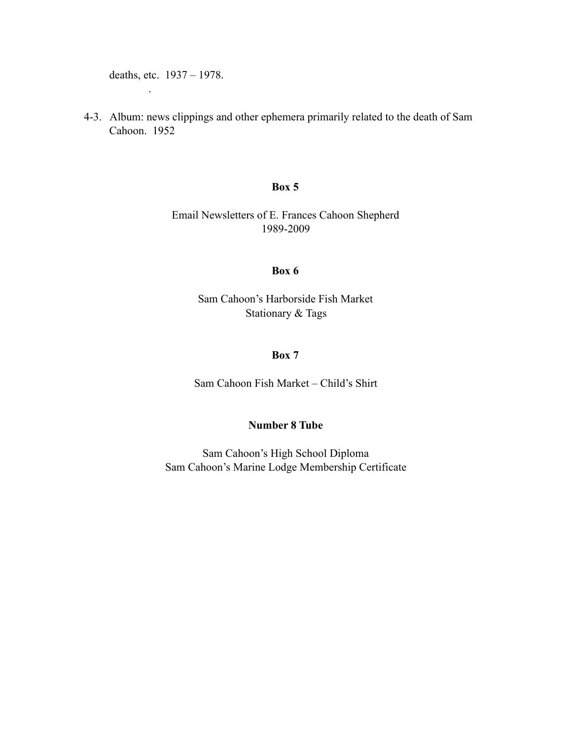deaths, etc. 1937 – 1978.

4-3. Album: news clippings and other ephemera primarily related to the death of Sam Cahoon. 1952

**Box 5**

Email Newsletters of E. Frances Cahoon Shepherd
1989-2009

**Box 6**

Sam Cahoon's Harborside Fish Market
Stationary & Tags

**Box 7**

Sam Cahoon Fish Market – Child's Shirt

**Number 8 Tube**

Sam Cahoon's High School Diploma
Sam Cahoon's Marine Lodge Membership Certificate